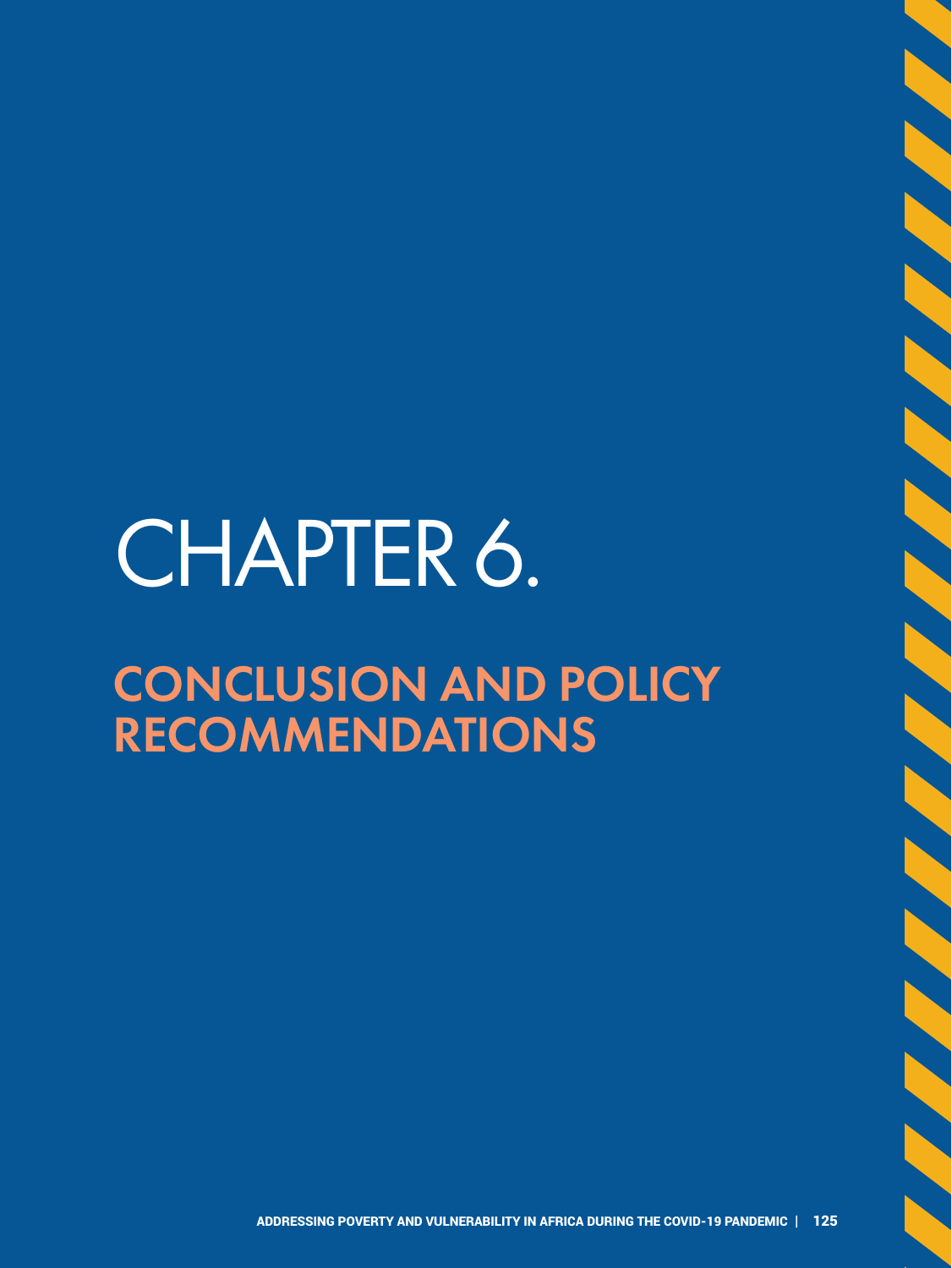# CHAPTER 6.

## CONCLUSION AND POLICY RECOMMENDATIONS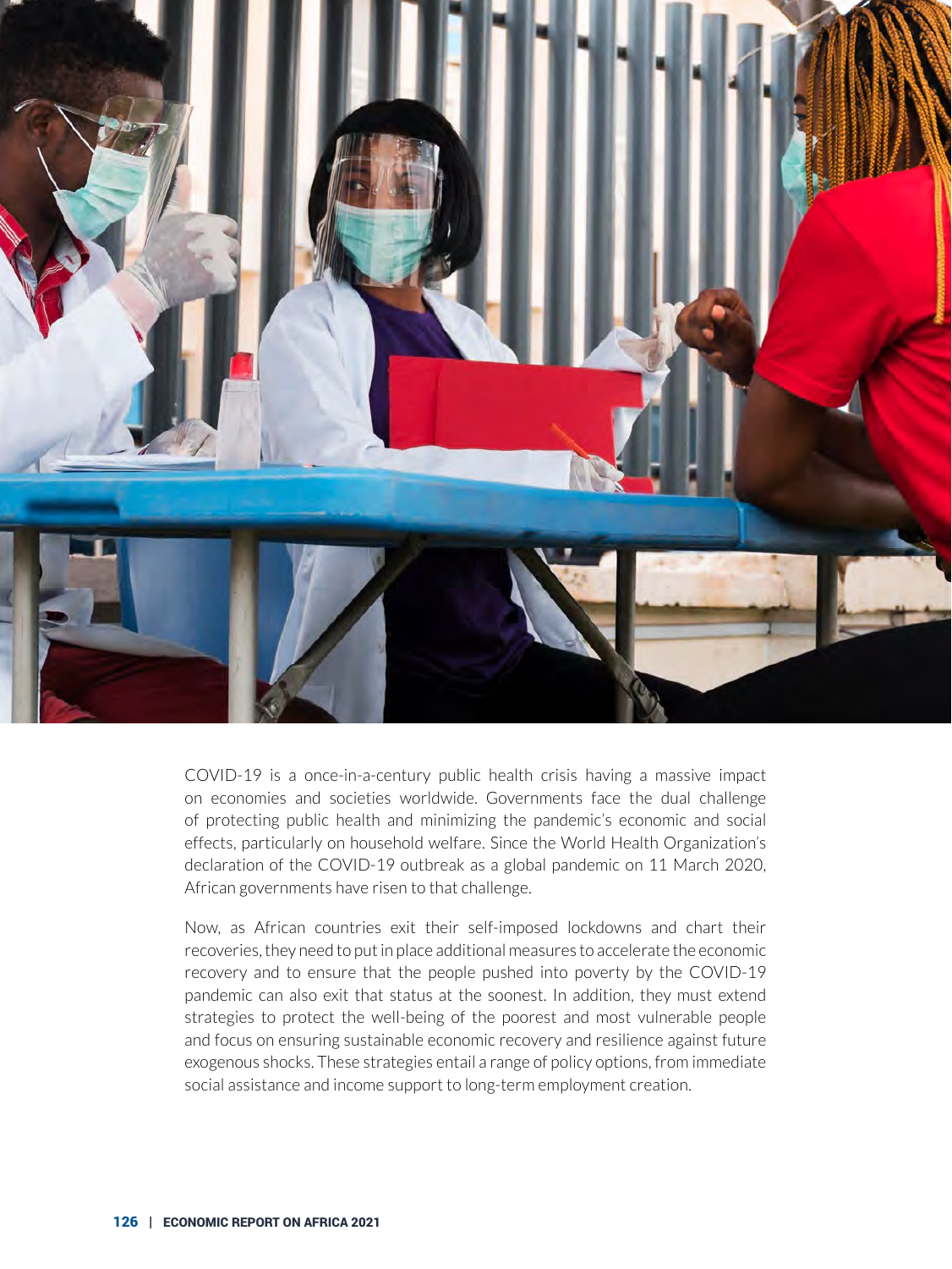COVID-19 is a once-in-a-century public health crisis having a massive impact on economies and societies worldwide. Governments face the dual challenge of protecting public health and minimizing the pandemic's economic and social effects, particularly on household welfare. Since the World Health Organization's declaration of the COVID-19 outbreak as a global pandemic on 11 March 2020, African governments have risen to that challenge.

Now, as African countries exit their self-imposed lockdowns and chart their recoveries, they need to put in place additional measures to accelerate the economic recovery and to ensure that the people pushed into poverty by the COVID-19 pandemic can also exit that status at the soonest. In addition, they must extend strategies to protect the well-being of the poorest and most vulnerable people and focus on ensuring sustainable economic recovery and resilience against future exogenous shocks. These strategies entail a range of policy options, from immediate social assistance and income support to long-term employment creation.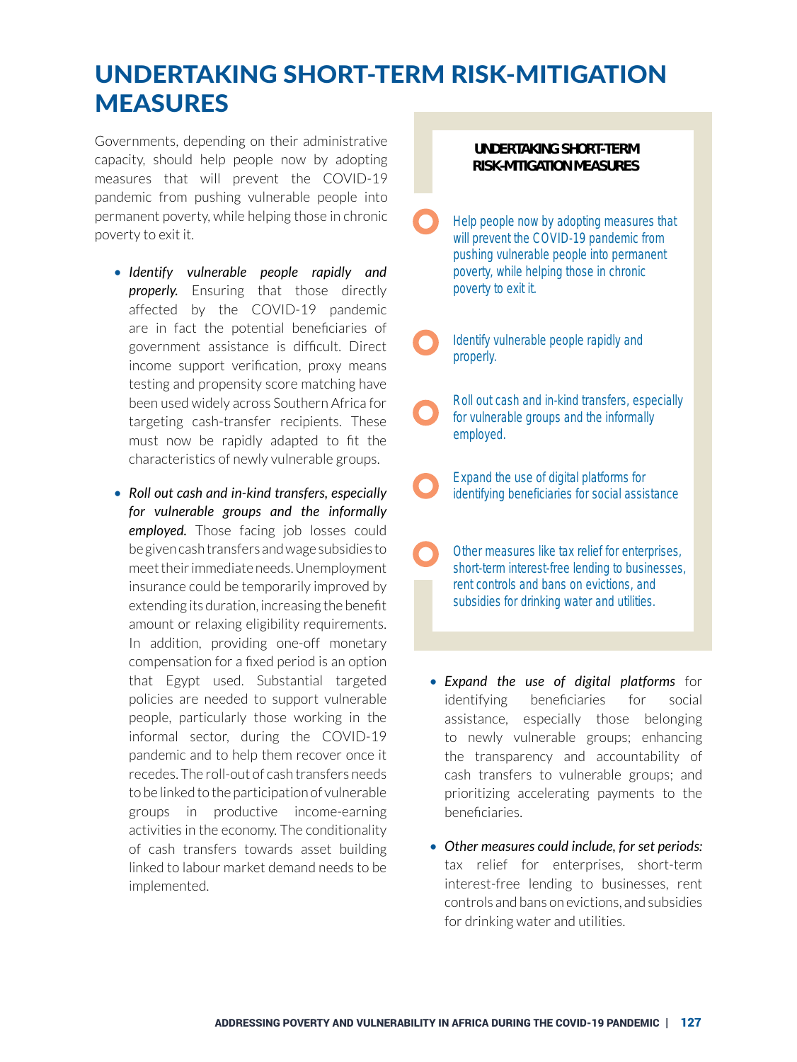# UNDERTAKING SHORT-TERM RISK-MITIGATION MEASURES

Governments, depending on their administrative capacity, should help people now by adopting measures that will prevent the COVID-19 pandemic from pushing vulnerable people into permanent poverty, while helping those in chronic poverty to exit it.

- ***Identify vulnerable people rapidly and properly.*** Ensuring that those directly affected by the COVID-19 pandemic are in fact the potential beneficiaries of government assistance is difficult. Direct income support verification, proxy means testing and propensity score matching have been used widely across Southern Africa for targeting cash-transfer recipients. These must now be rapidly adapted to fit the characteristics of newly vulnerable groups.

- ***Roll out cash and in-kind transfers, especially for vulnerable groups and the informally employed.*** Those facing job losses could be given cash transfers and wage subsidies to meet their immediate needs. Unemployment insurance could be temporarily improved by extending its duration, increasing the benefit amount or relaxing eligibility requirements. In addition, providing one-off monetary compensation for a fixed period is an option that Egypt used. Substantial targeted policies are needed to support vulnerable people, particularly those working in the informal sector, during the COVID-19 pandemic and to help them recover once it recedes. The roll-out of cash transfers needs to be linked to the participation of vulnerable groups in productive income-earning activities in the economy. The conditionality of cash transfers towards asset building linked to labour market demand needs to be implemented.

**UNDERTAKING SHORT-TERM RISK-MITIGATION MEASURES**

- Help people now by adopting measures that will prevent the COVID-19 pandemic from pushing vulnerable people into permanent poverty, while helping those in chronic poverty to exit it.
- Identify vulnerable people rapidly and properly.
- Roll out cash and in-kind transfers, especially for vulnerable groups and the informally employed.
- Expand the use of digital platforms for identifying beneficiaries for social assistance
- Other measures like tax relief for enterprises, short-term interest-free lending to businesses, rent controls and bans on evictions, and subsidies for drinking water and utilities.

- *Expand the use of digital platforms* for identifying beneficiaries for social assistance, especially those belonging to newly vulnerable groups; enhancing the transparency and accountability of cash transfers to vulnerable groups; and prioritizing accelerating payments to the beneficiaries.

- *Other measures could include, for set periods:* tax relief for enterprises, short-term interest-free lending to businesses, rent controls and bans on evictions, and subsidies for drinking water and utilities.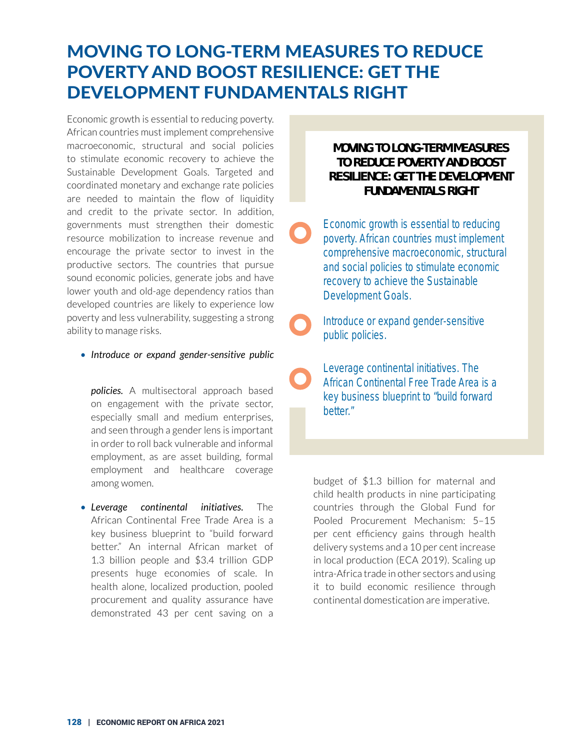# MOVING TO LONG-TERM MEASURES TO REDUCE POVERTY AND BOOST RESILIENCE: GET THE DEVELOPMENT FUNDAMENTALS RIGHT

Economic growth is essential to reducing poverty. African countries must implement comprehensive macroeconomic, structural and social policies to stimulate economic recovery to achieve the Sustainable Development Goals. Targeted and coordinated monetary and exchange rate policies are needed to maintain the flow of liquidity and credit to the private sector. In addition, governments must strengthen their domestic resource mobilization to increase revenue and encourage the private sector to invest in the productive sectors. The countries that pursue sound economic policies, generate jobs and have lower youth and old-age dependency ratios than developed countries are likely to experience low poverty and less vulnerability, suggesting a strong ability to manage risks.

- ***Introduce or expand gender-sensitive public policies.*** A multisectoral approach based on engagement with the private sector, especially small and medium enterprises, and seen through a gender lens is important in order to roll back vulnerable and informal employment, as are asset building, formal employment and healthcare coverage among women.
- ***Leverage continental initiatives.*** The African Continental Free Trade Area is a key business blueprint to "build forward better." An internal African market of 1.3 billion people and $3.4 trillion GDP presents huge economies of scale. In health alone, localized production, pooled procurement and quality assurance have demonstrated 43 per cent saving on a budget of $1.3 billion for maternal and child health products in nine participating countries through the Global Fund for Pooled Procurement Mechanism: 5–15 per cent efficiency gains through health delivery systems and a 10 per cent increase in local production (ECA 2019). Scaling up intra-Africa trade in other sectors and using it to build economic resilience through continental domestication are imperative.

**MOVING TO LONG-TERM MEASURES TO REDUCE POVERTY AND BOOST RESILIENCE: GET THE DEVELOPMENT FUNDAMENTALS RIGHT**

- Economic growth is essential to reducing poverty. African countries must implement comprehensive macroeconomic, structural and social policies to stimulate economic recovery to achieve the Sustainable Development Goals.
- Introduce or expand gender-sensitive public policies.
- Leverage continental initiatives. The African Continental Free Trade Area is a key business blueprint to "build forward better."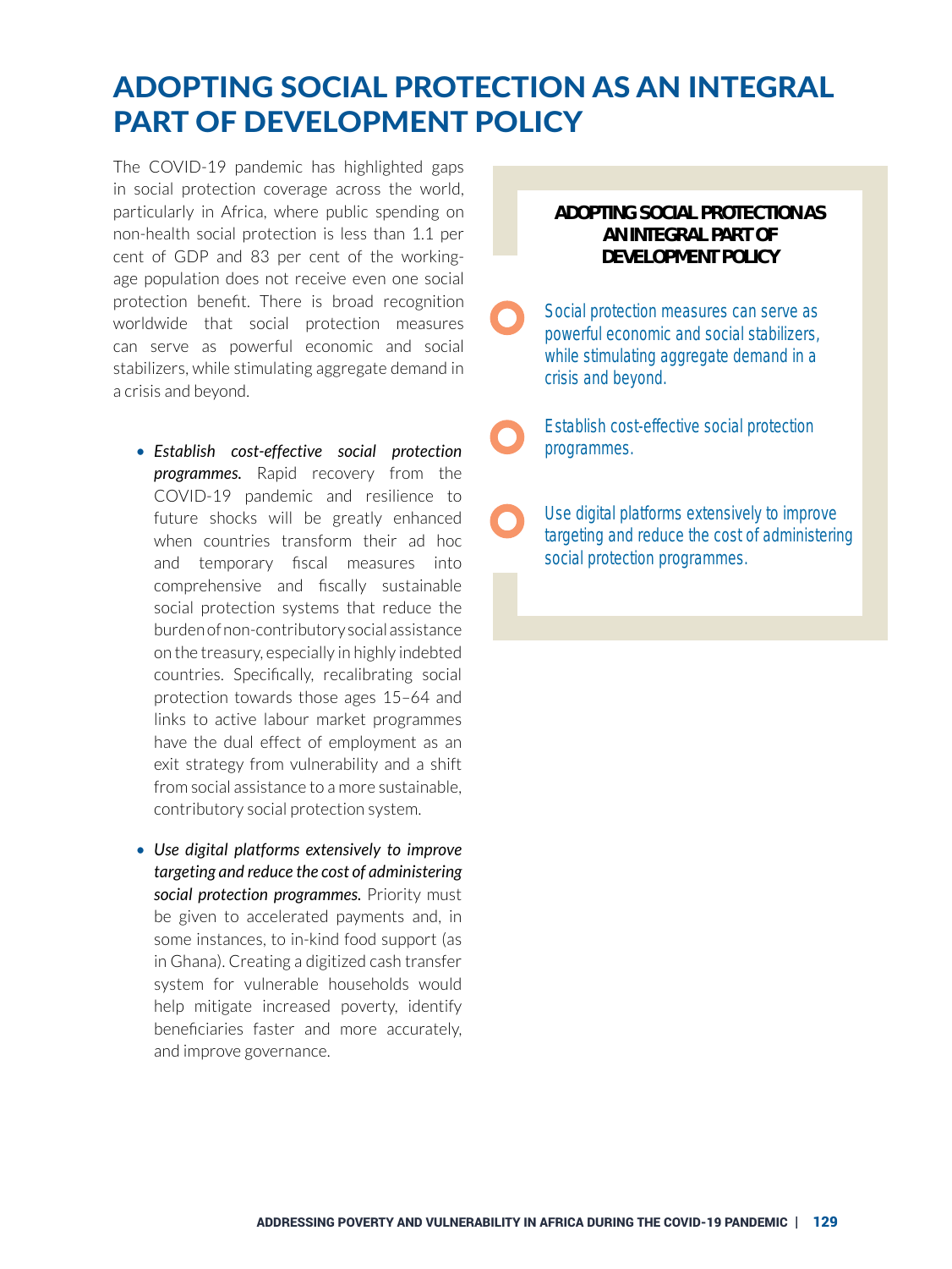# ADOPTING SOCIAL PROTECTION AS AN INTEGRAL PART OF DEVELOPMENT POLICY

The COVID-19 pandemic has highlighted gaps in social protection coverage across the world, particularly in Africa, where public spending on non-health social protection is less than 1.1 per cent of GDP and 83 per cent of the working-age population does not receive even one social protection benefit. There is broad recognition worldwide that social protection measures can serve as powerful economic and social stabilizers, while stimulating aggregate demand in a crisis and beyond.

- ***Establish cost-effective social protection programmes.*** Rapid recovery from the COVID-19 pandemic and resilience to future shocks will be greatly enhanced when countries transform their ad hoc and temporary fiscal measures into comprehensive and fiscally sustainable social protection systems that reduce the burden of non-contributory social assistance on the treasury, especially in highly indebted countries. Specifically, recalibrating social protection towards those ages 15–64 and links to active labour market programmes have the dual effect of employment as an exit strategy from vulnerability and a shift from social assistance to a more sustainable, contributory social protection system.

- ***Use digital platforms extensively to improve targeting and reduce the cost of administering social protection programmes.*** Priority must be given to accelerated payments and, in some instances, to in-kind food support (as in Ghana). Creating a digitized cash transfer system for vulnerable households would help mitigate increased poverty, identify beneficiaries faster and more accurately, and improve governance.

**ADOPTING SOCIAL PROTECTION AS AN INTEGRAL PART OF DEVELOPMENT POLICY**

- Social protection measures can serve as powerful economic and social stabilizers, while stimulating aggregate demand in a crisis and beyond.
- Establish cost-effective social protection programmes.
- Use digital platforms extensively to improve targeting and reduce the cost of administering social protection programmes.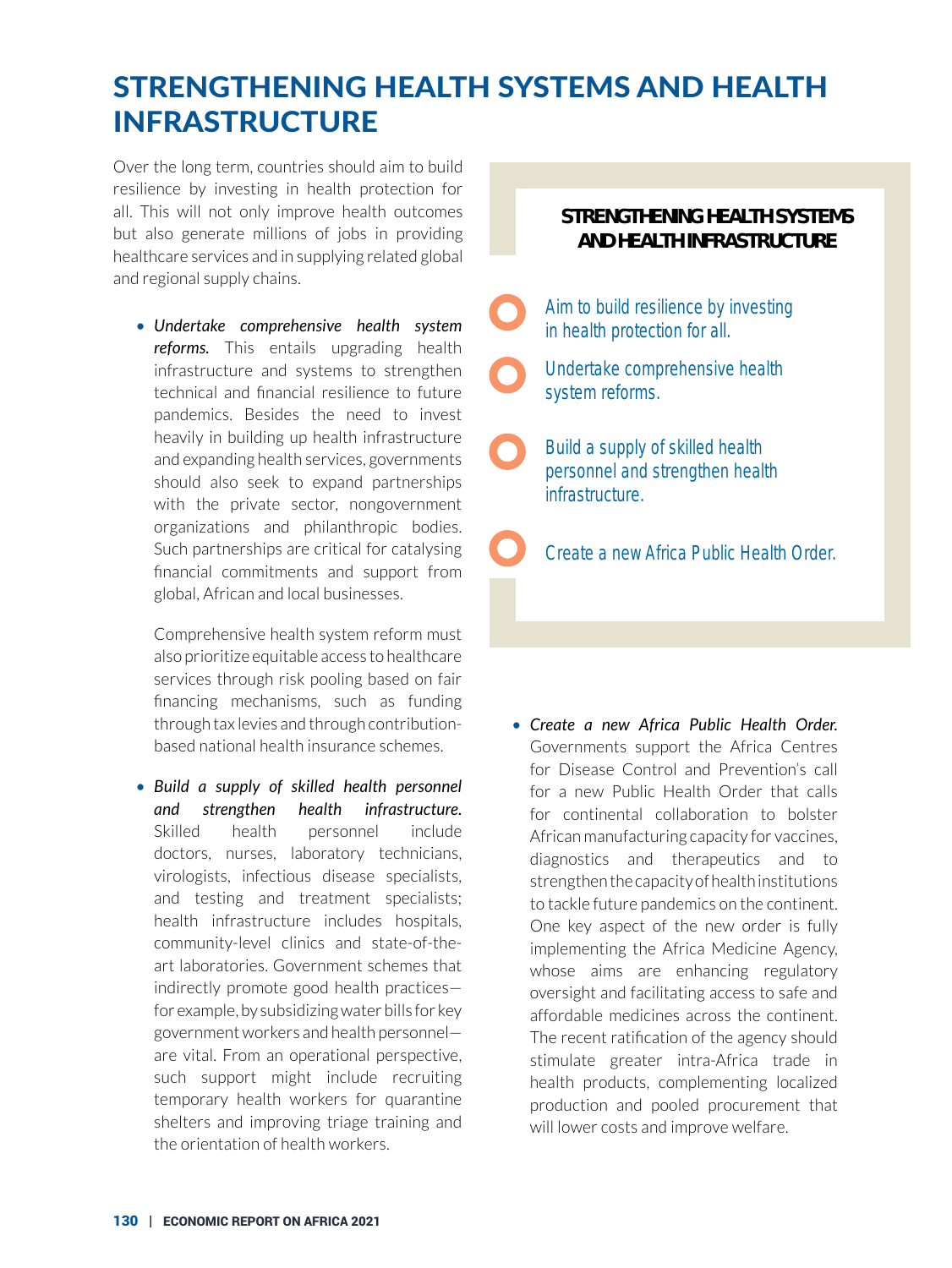# STRENGTHENING HEALTH SYSTEMS AND HEALTH INFRASTRUCTURE

Over the long term, countries should aim to build resilience by investing in health protection for all. This will not only improve health outcomes but also generate millions of jobs in providing healthcare services and in supplying related global and regional supply chains.

- *Undertake comprehensive health system reforms.* This entails upgrading health infrastructure and systems to strengthen technical and financial resilience to future pandemics. Besides the need to invest heavily in building up health infrastructure and expanding health services, governments should also seek to expand partnerships with the private sector, nongovernment organizations and philanthropic bodies. Such partnerships are critical for catalysing financial commitments and support from global, African and local businesses.

  Comprehensive health system reform must also prioritize equitable access to healthcare services through risk pooling based on fair financing mechanisms, such as funding through tax levies and through contribution-based national health insurance schemes.

- *Build a supply of skilled health personnel and strengthen health infrastructure.* Skilled health personnel include doctors, nurses, laboratory technicians, virologists, infectious disease specialists, and testing and treatment specialists; health infrastructure includes hospitals, community-level clinics and state-of-the-art laboratories. Government schemes that indirectly promote good health practices—for example, by subsidizing water bills for key government workers and health personnel—are vital. From an operational perspective, such support might include recruiting temporary health workers for quarantine shelters and improving triage training and the orientation of health workers.

**STRENGTHENING HEALTH SYSTEMS AND HEALTH INFRASTRUCTURE**

- Aim to build resilience by investing in health protection for all.
- Undertake comprehensive health system reforms.
- Build a supply of skilled health personnel and strengthen health infrastructure.
- Create a new Africa Public Health Order.

- *Create a new Africa Public Health Order.* Governments support the Africa Centres for Disease Control and Prevention's call for a new Public Health Order that calls for continental collaboration to bolster African manufacturing capacity for vaccines, diagnostics and therapeutics and to strengthen the capacity of health institutions to tackle future pandemics on the continent. One key aspect of the new order is fully implementing the Africa Medicine Agency, whose aims are enhancing regulatory oversight and facilitating access to safe and affordable medicines across the continent. The recent ratification of the agency should stimulate greater intra-Africa trade in health products, complementing localized production and pooled procurement that will lower costs and improve welfare.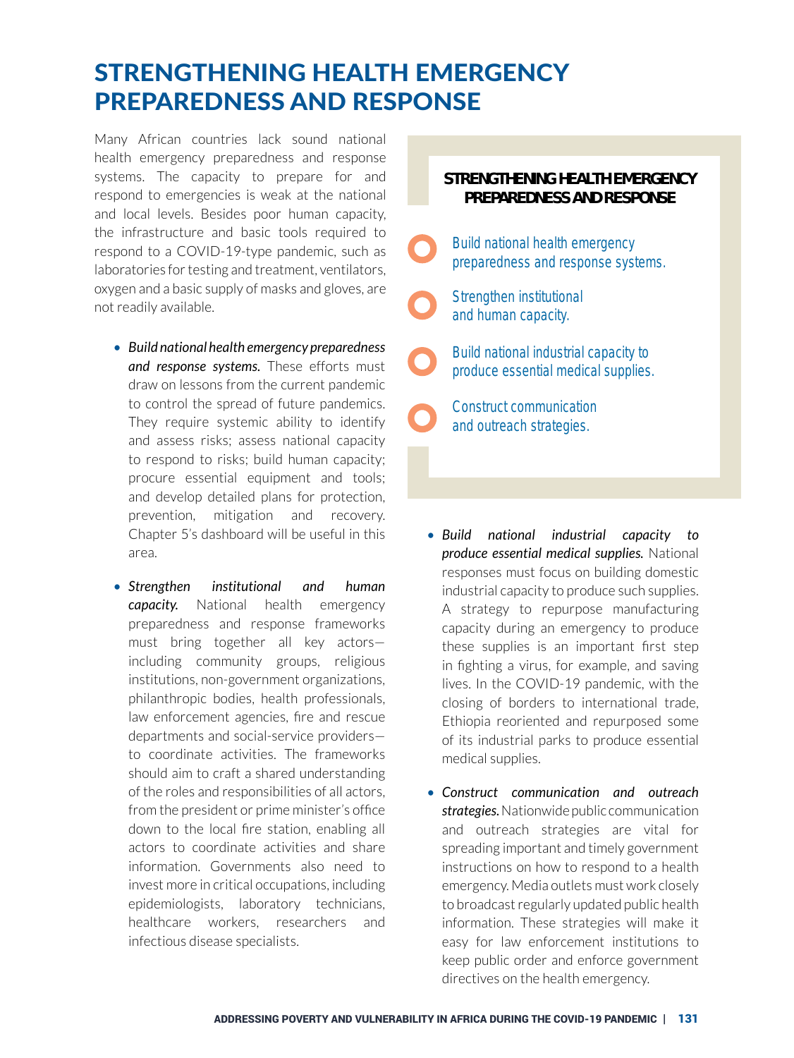# STRENGTHENING HEALTH EMERGENCY PREPAREDNESS AND RESPONSE

Many African countries lack sound national health emergency preparedness and response systems. The capacity to prepare for and respond to emergencies is weak at the national and local levels. Besides poor human capacity, the infrastructure and basic tools required to respond to a COVID-19-type pandemic, such as laboratories for testing and treatment, ventilators, oxygen and a basic supply of masks and gloves, are not readily available.

- ***Build national health emergency preparedness and response systems.*** These efforts must draw on lessons from the current pandemic to control the spread of future pandemics. They require systemic ability to identify and assess risks; assess national capacity to respond to risks; build human capacity; procure essential equipment and tools; and develop detailed plans for protection, prevention, mitigation and recovery. Chapter 5's dashboard will be useful in this area.

- ***Strengthen institutional and human capacity.*** National health emergency preparedness and response frameworks must bring together all key actors—including community groups, religious institutions, non-government organizations, philanthropic bodies, health professionals, law enforcement agencies, fire and rescue departments and social-service providers—to coordinate activities. The frameworks should aim to craft a shared understanding of the roles and responsibilities of all actors, from the president or prime minister's office down to the local fire station, enabling all actors to coordinate activities and share information. Governments also need to invest more in critical occupations, including epidemiologists, laboratory technicians, healthcare workers, researchers and infectious disease specialists.

**STRENGTHENING HEALTH EMERGENCY PREPAREDNESS AND RESPONSE**

- Build national health emergency preparedness and response systems.
- Strengthen institutional and human capacity.
- Build national industrial capacity to produce essential medical supplies.
- Construct communication and outreach strategies.

- ***Build national industrial capacity to produce essential medical supplies.*** National responses must focus on building domestic industrial capacity to produce such supplies. A strategy to repurpose manufacturing capacity during an emergency to produce these supplies is an important first step in fighting a virus, for example, and saving lives. In the COVID-19 pandemic, with the closing of borders to international trade, Ethiopia reoriented and repurposed some of its industrial parks to produce essential medical supplies.

- ***Construct communication and outreach strategies.*** Nationwide public communication and outreach strategies are vital for spreading important and timely government instructions on how to respond to a health emergency. Media outlets must work closely to broadcast regularly updated public health information. These strategies will make it easy for law enforcement institutions to keep public order and enforce government directives on the health emergency.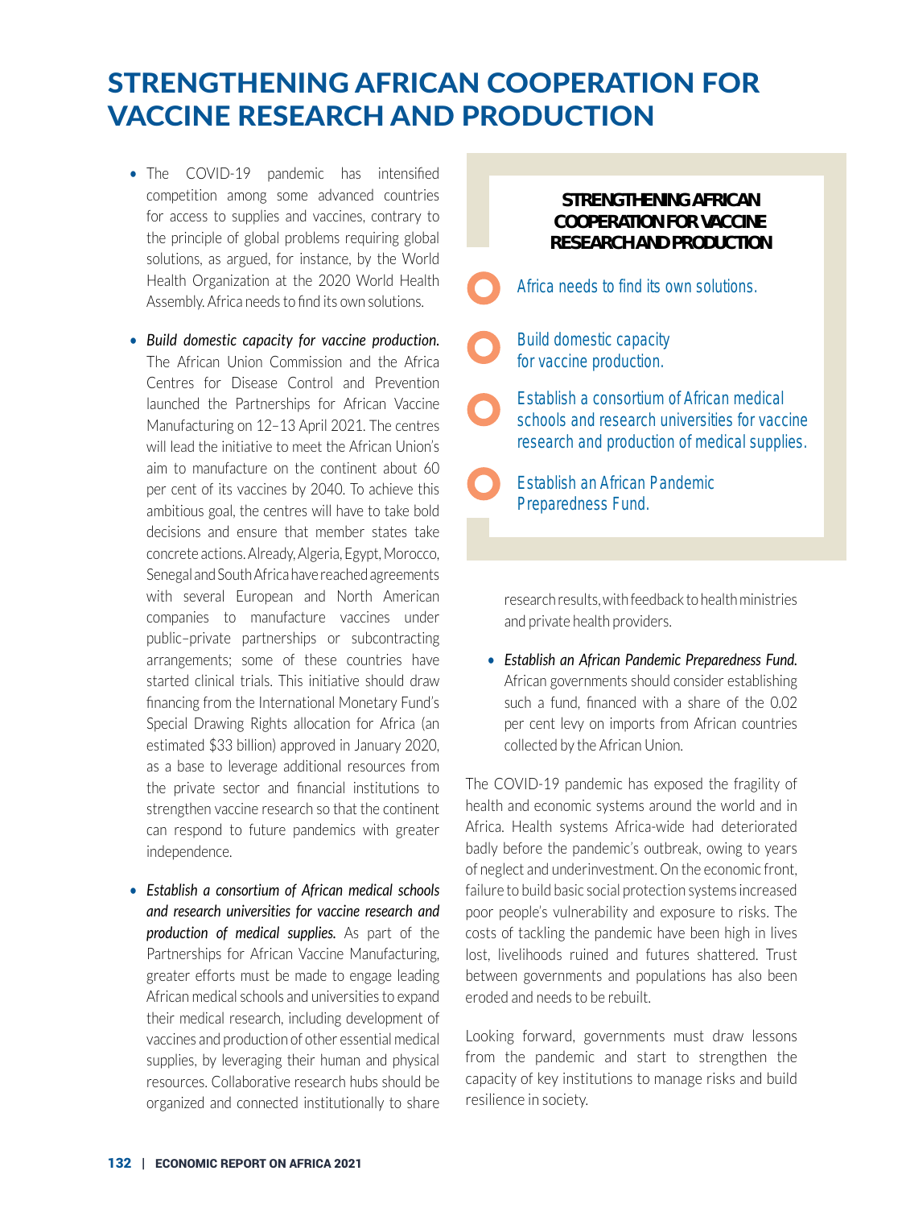# STRENGTHENING AFRICAN COOPERATION FOR VACCINE RESEARCH AND PRODUCTION

- The COVID-19 pandemic has intensified competition among some advanced countries for access to supplies and vaccines, contrary to the principle of global problems requiring global solutions, as argued, for instance, by the World Health Organization at the 2020 World Health Assembly. Africa needs to find its own solutions.

- *Build domestic capacity for vaccine production.* The African Union Commission and the Africa Centres for Disease Control and Prevention launched the Partnerships for African Vaccine Manufacturing on 12–13 April 2021. The centres will lead the initiative to meet the African Union's aim to manufacture on the continent about 60 per cent of its vaccines by 2040. To achieve this ambitious goal, the centres will have to take bold decisions and ensure that member states take concrete actions. Already, Algeria, Egypt, Morocco, Senegal and South Africa have reached agreements with several European and North American companies to manufacture vaccines under public–private partnerships or subcontracting arrangements; some of these countries have started clinical trials. This initiative should draw financing from the International Monetary Fund's Special Drawing Rights allocation for Africa (an estimated $33 billion) approved in January 2020, as a base to leverage additional resources from the private sector and financial institutions to strengthen vaccine research so that the continent can respond to future pandemics with greater independence.

- *Establish a consortium of African medical schools and research universities for vaccine research and production of medical supplies.* As part of the Partnerships for African Vaccine Manufacturing, greater efforts must be made to engage leading African medical schools and universities to expand their medical research, including development of vaccines and production of other essential medical supplies, by leveraging their human and physical resources. Collaborative research hubs should be organized and connected institutionally to share research results, with feedback to health ministries and private health providers.

- *Establish an African Pandemic Preparedness Fund.* African governments should consider establishing such a fund, financed with a share of the 0.02 per cent levy on imports from African countries collected by the African Union.

**STRENGTHENING AFRICAN COOPERATION FOR VACCINE RESEARCH AND PRODUCTION**

- Africa needs to find its own solutions.
- Build domestic capacity for vaccine production.
- Establish a consortium of African medical schools and research universities for vaccine research and production of medical supplies.
- Establish an African Pandemic Preparedness Fund.

The COVID-19 pandemic has exposed the fragility of health and economic systems around the world and in Africa. Health systems Africa-wide had deteriorated badly before the pandemic's outbreak, owing to years of neglect and underinvestment. On the economic front, failure to build basic social protection systems increased poor people's vulnerability and exposure to risks. The costs of tackling the pandemic have been high in lives lost, livelihoods ruined and futures shattered. Trust between governments and populations has also been eroded and needs to be rebuilt.

Looking forward, governments must draw lessons from the pandemic and start to strengthen the capacity of key institutions to manage risks and build resilience in society.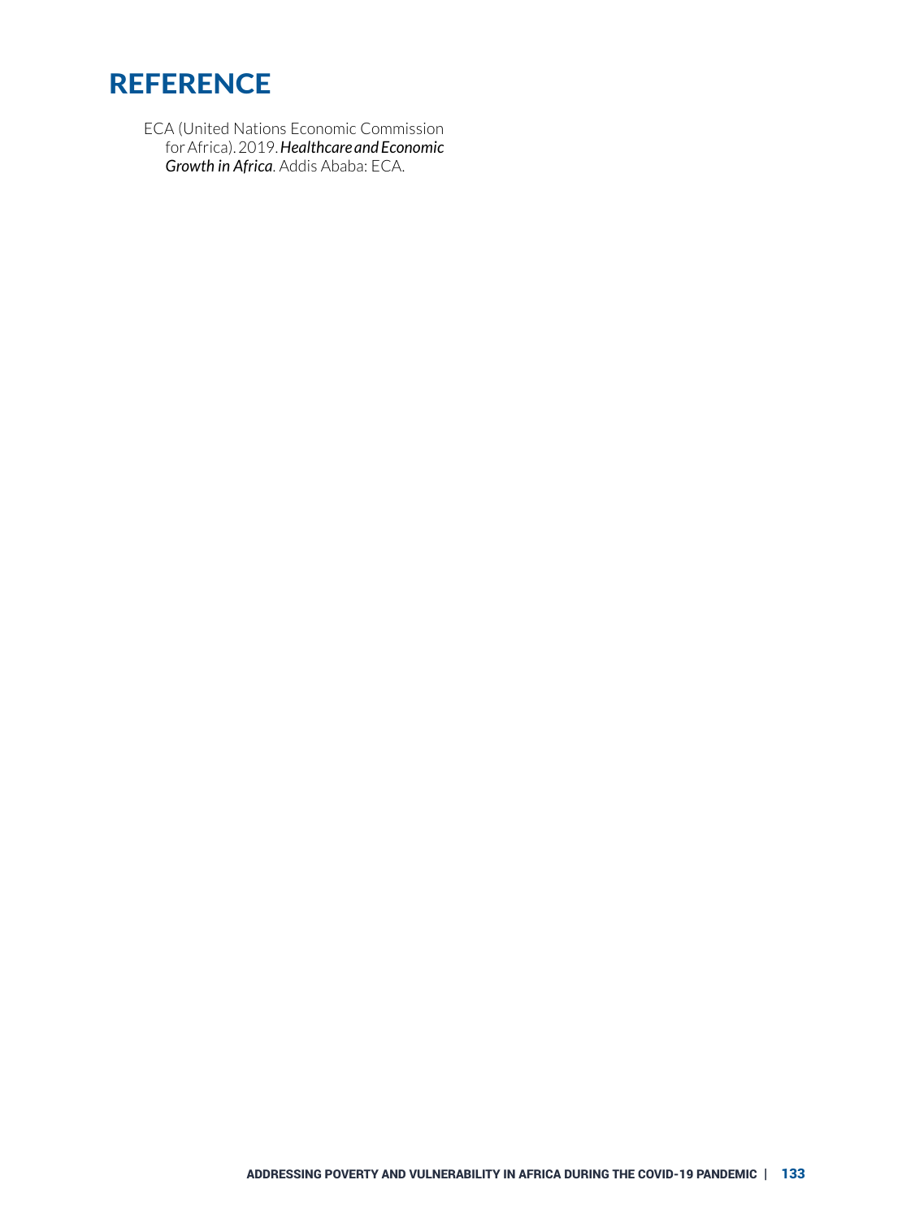# REFERENCE

ECA (United Nations Economic Commission for Africa). 2019. ***Healthcare and Economic Growth in Africa***. Addis Ababa: ECA.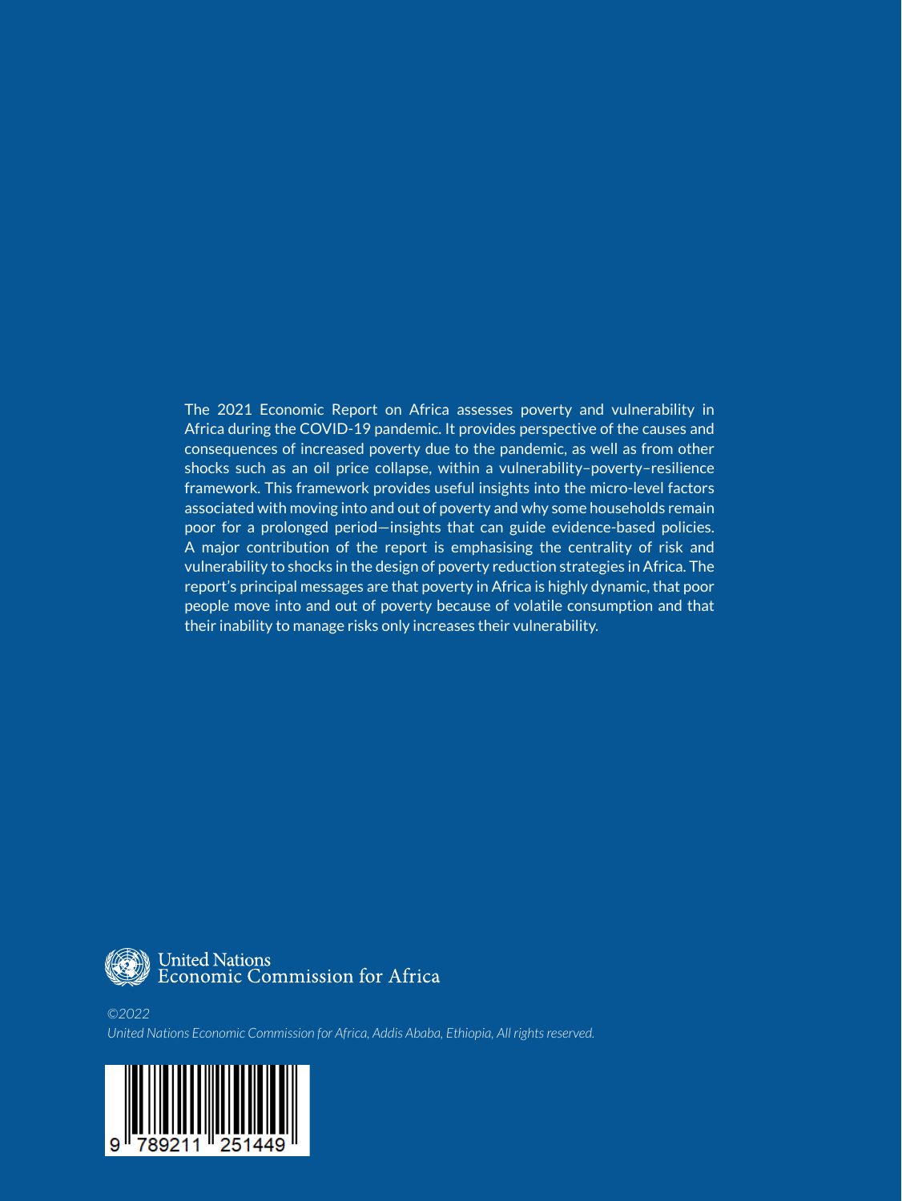The 2021 Economic Report on Africa assesses poverty and vulnerability in Africa during the COVID-19 pandemic. It provides perspective of the causes and consequences of increased poverty due to the pandemic, as well as from other shocks such as an oil price collapse, within a vulnerability–poverty–resilience framework. This framework provides useful insights into the micro-level factors associated with moving into and out of poverty and why some households remain poor for a prolonged period—insights that can guide evidence-based policies. A major contribution of the report is emphasising the centrality of risk and vulnerability to shocks in the design of poverty reduction strategies in Africa. The report's principal messages are that poverty in Africa is highly dynamic, that poor people move into and out of poverty because of volatile consumption and that their inability to manage risks only increases their vulnerability.

United Nations
Economic Commission for Africa

*©2022*
*United Nations Economic Commission for Africa, Addis Ababa, Ethiopia, All rights reserved.*

9 789211 251449